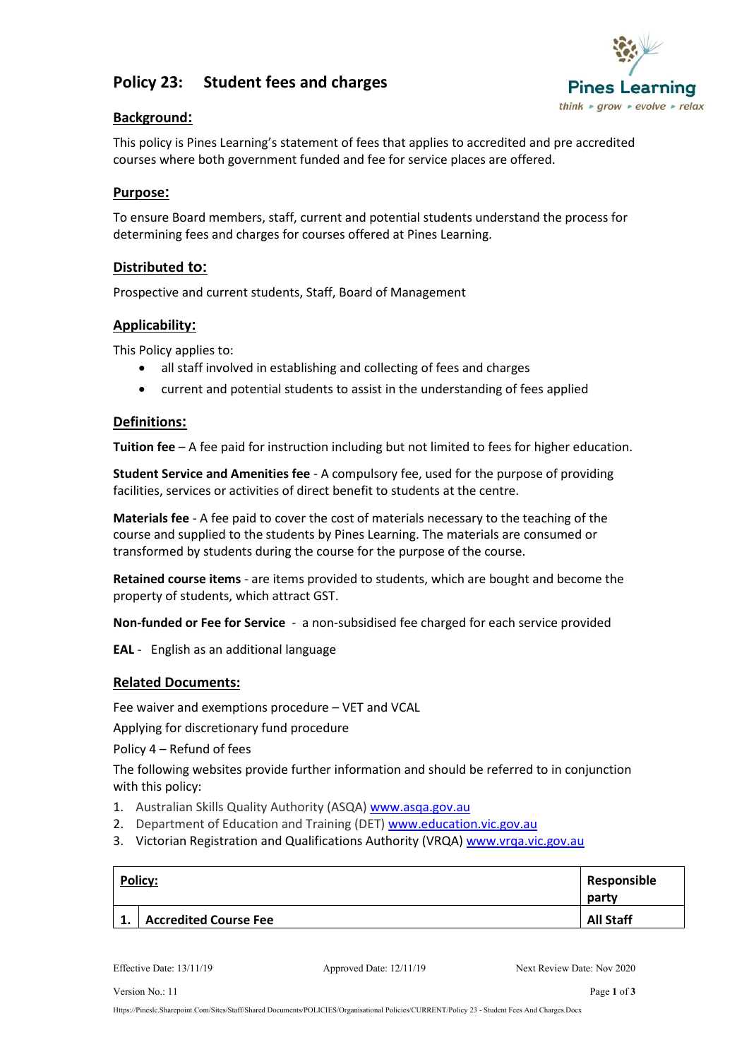# Policy 23: Student fees and charges

## Background:

This policy is Pines Learning's statement of fees that applies to accredited and pre accredited courses where both government funded and fee for service places are offered.

## Purpose:

To ensure Board members, staff, current and potential students understand the process for determining fees and charges for courses offered at Pines Learning.

## Distributed to:

Prospective and current students, Staff, Board of Management

## Applicability:

This Policy applies to:

- all staff involved in establishing and collecting of fees and charges
- current and potential students to assist in the understanding of fees applied

## Definitions:

**Tuition fee** – A fee paid for instruction including but not limited to fees for higher education.

**Student Service and Amenities fee** - A compulsory fee, used for the purpose of providing facilities, services or activities of direct benefit to students at the centre.

**Materials fee** - A fee paid to cover the cost of materials necessary to the teaching of the course and supplied to the students by Pines Learning. The materials are consumed or transformed by students during the course for the purpose of the course.

**Retained course items** - are items provided to students, which are bought and become the property of students, which attract GST.

**Non-funded or Fee for Service** - a non-subsidised fee charged for each service provided

**EAL** - English as an additional language

## Related Documents:

Fee waiver and exemptions procedure – VET and VCAL

Applying for discretionary fund procedure

Policy 4 – Refund of fees

The following websites provide further information and should be referred to in conjunction with this policy:

1. Australian Skills Quality Authority (ASQA) www.asqa.gov.au
2. Department of Education and Training (DET) www.education.vic.gov.au
3. Victorian Registration and Qualifications Authority (VRQA) www.vrqa.vic.gov.au

| Policy: | | Responsible party |
|---|---|---|
| 1. | Accredited Course Fee | All Staff |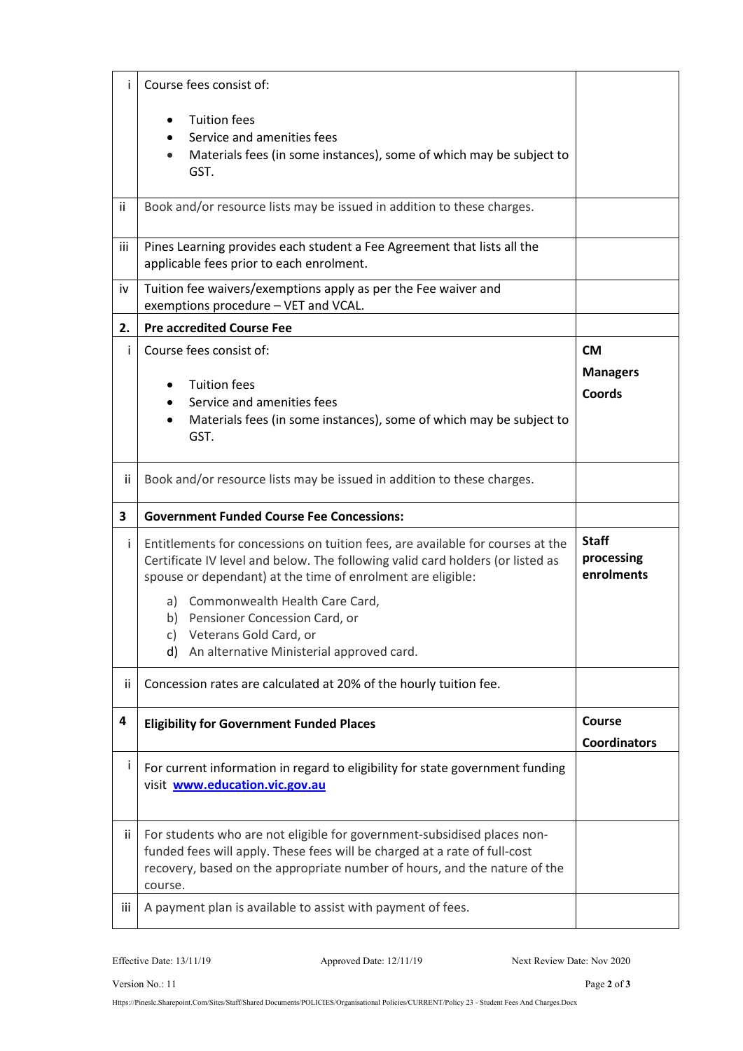| | | |
|---|---|---|
| i | Course fees consist of:<br><br>• Tuition fees<br>• Service and amenities fees<br>• Materials fees (in some instances), some of which may be subject to GST. | |
| ii | Book and/or resource lists may be issued in addition to these charges. | |
| iii | Pines Learning provides each student a Fee Agreement that lists all the applicable fees prior to each enrolment. | |
| iv | Tuition fee waivers/exemptions apply as per the Fee waiver and exemptions procedure – VET and VCAL. | |
| **2.** | **Pre accredited Course Fee** | |
| i | Course fees consist of:<br><br>• Tuition fees<br>• Service and amenities fees<br>• Materials fees (in some instances), some of which may be subject to GST. | **CM**<br>**Managers**<br>**Coords** |
| ii | Book and/or resource lists may be issued in addition to these charges. | |
| **3** | **Government Funded Course Fee Concessions:** | |
| i | Entitlements for concessions on tuition fees, are available for courses at the Certificate IV level and below. The following valid card holders (or listed as spouse or dependant) at the time of enrolment are eligible:<br><br>a) Commonwealth Health Care Card,<br>b) Pensioner Concession Card, or<br>c) Veterans Gold Card, or<br>d) An alternative Ministerial approved card. | **Staff processing enrolments** |
| ii | Concession rates are calculated at 20% of the hourly tuition fee. | |
| **4** | **Eligibility for Government Funded Places** | **Course Coordinators** |
| i | For current information in regard to eligibility for state government funding visit **www.education.vic.gov.au** | |
| ii | For students who are not eligible for government-subsidised places non-funded fees will apply. These fees will be charged at a rate of full-cost recovery, based on the appropriate number of hours, and the nature of the course. | |
| iii | A payment plan is available to assist with payment of fees. | |

Effective Date: 13/11/19 Approved Date: 12/11/19 Next Review Date: Nov 2020

Version No.: 11

Https://Pineslc.Sharepoint.Com/Sites/Staff/Shared Documents/POLICIES/Organisational Policies/CURRENT/Policy 23 - Student Fees And Charges.Docx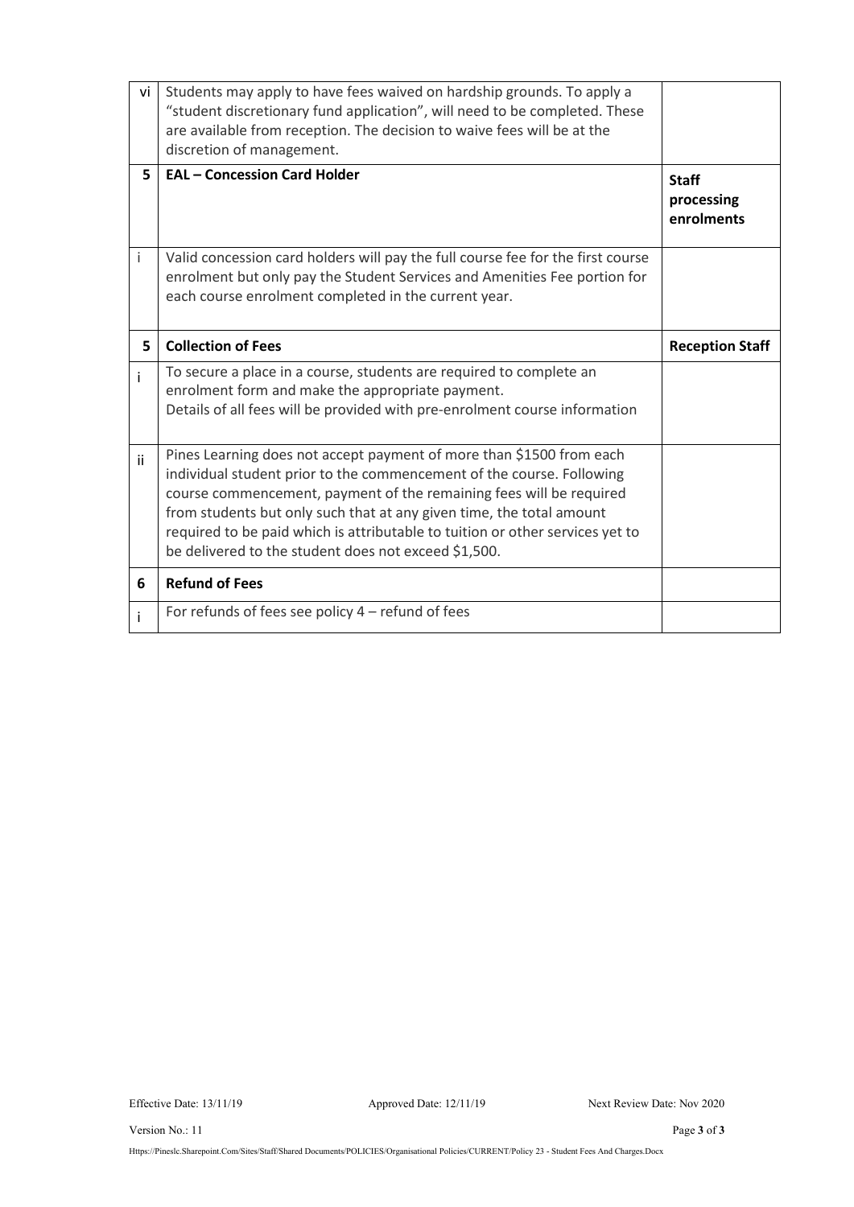| | | |
|---|---|---|
| vi | Students may apply to have fees waived on hardship grounds. To apply a "student discretionary fund application", will need to be completed. These are available from reception. The decision to waive fees will be at the discretion of management. | |
| **5** | **EAL – Concession Card Holder** | **Staff processing enrolments** |
| i | Valid concession card holders will pay the full course fee for the first course enrolment but only pay the Student Services and Amenities Fee portion for each course enrolment completed in the current year. | |
| **5** | **Collection of Fees** | **Reception Staff** |
| i | To secure a place in a course, students are required to complete an enrolment form and make the appropriate payment.<br>Details of all fees will be provided with pre-enrolment course information | |
| ii | Pines Learning does not accept payment of more than $1500 from each individual student prior to the commencement of the course. Following course commencement, payment of the remaining fees will be required from students but only such that at any given time, the total amount required to be paid which is attributable to tuition or other services yet to be delivered to the student does not exceed $1,500. | |
| **6** | **Refund of Fees** | |
| i | For refunds of fees see policy 4 – refund of fees | |

Effective Date: 13/11/19 Approved Date: 12/11/19 Next Review Date: Nov 2020

Version No.: 11

Https://Pineslc.Sharepoint.Com/Sites/Staff/Shared Documents/POLICIES/Organisational Policies/CURRENT/Policy 23 - Student Fees And Charges.Docx